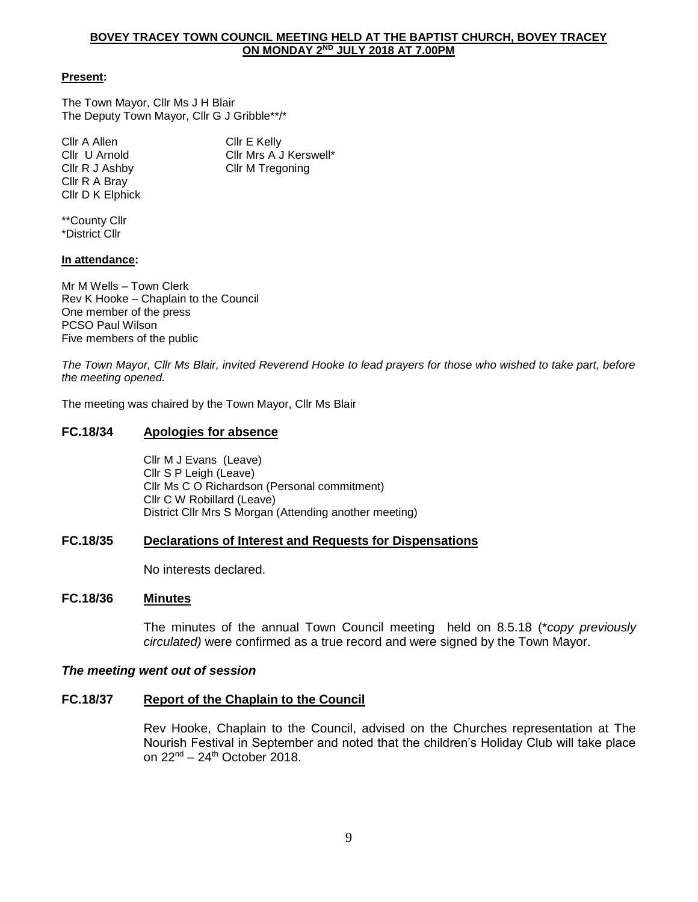# BOVEY TRACEY TOWN COUNCIL MEETING HELD AT THE BAPTIST CHURCH, BOVEY TRACEY ON MONDAY 2ND JULY 2018 AT 7.00PM

**Present:**

The Town Mayor, Cllr Ms J H Blair
The Deputy Town Mayor, Cllr G J Gribble**/*

Cllr A Allen
Cllr U Arnold
Cllr R J Ashby
Cllr R A Bray
Cllr D K Elphick
Cllr E Kelly
Cllr Mrs A J Kerswell*
Cllr M Tregoning

**County Cllr
*District Cllr

**In attendance:**

Mr M Wells – Town Clerk
Rev K Hooke – Chaplain to the Council
One member of the press
PCSO Paul Wilson
Five members of the public

*The Town Mayor, Cllr Ms Blair, invited Reverend Hooke to lead prayers for those who wished to take part, before the meeting opened.*

The meeting was chaired by the Town Mayor, Cllr Ms Blair

## FC.18/34 Apologies for absence

Cllr M J Evans (Leave)
Cllr S P Leigh (Leave)
Cllr Ms C O Richardson (Personal commitment)
Cllr C W Robillard (Leave)
District Cllr Mrs S Morgan (Attending another meeting)

## FC.18/35 Declarations of Interest and Requests for Dispensations

No interests declared.

## FC.18/36 Minutes

The minutes of the annual Town Council meeting held on 8.5.18 (*\*copy previously circulated)* were confirmed as a true record and were signed by the Town Mayor.

***The meeting went out of session***

## FC.18/37 Report of the Chaplain to the Council

Rev Hooke, Chaplain to the Council, advised on the Churches representation at The Nourish Festival in September and noted that the children's Holiday Club will take place on 22nd – 24th October 2018.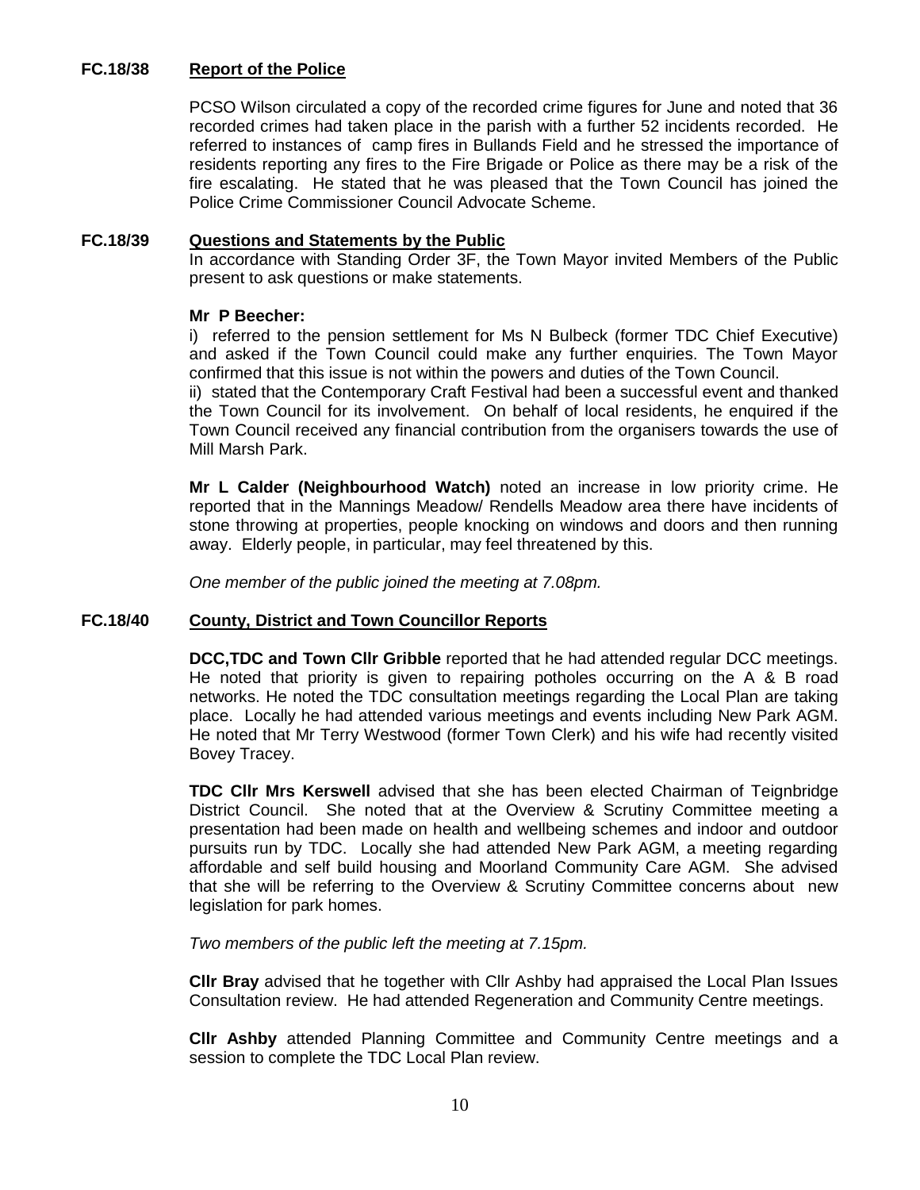**FC.18/38 Report of the Police**

PCSO Wilson circulated a copy of the recorded crime figures for June and noted that 36 recorded crimes had taken place in the parish with a further 52 incidents recorded. He referred to instances of camp fires in Bullands Field and he stressed the importance of residents reporting any fires to the Fire Brigade or Police as there may be a risk of the fire escalating. He stated that he was pleased that the Town Council has joined the Police Crime Commissioner Council Advocate Scheme.

**FC.18/39 Questions and Statements by the Public**

In accordance with Standing Order 3F, the Town Mayor invited Members of the Public present to ask questions or make statements.

**Mr P Beecher:**

i) referred to the pension settlement for Ms N Bulbeck (former TDC Chief Executive) and asked if the Town Council could make any further enquiries. The Town Mayor confirmed that this issue is not within the powers and duties of the Town Council.

ii) stated that the Contemporary Craft Festival had been a successful event and thanked the Town Council for its involvement. On behalf of local residents, he enquired if the Town Council received any financial contribution from the organisers towards the use of Mill Marsh Park.

**Mr L Calder (Neighbourhood Watch)** noted an increase in low priority crime. He reported that in the Mannings Meadow/ Rendells Meadow area there have incidents of stone throwing at properties, people knocking on windows and doors and then running away. Elderly people, in particular, may feel threatened by this.

*One member of the public joined the meeting at 7.08pm.*

**FC.18/40 County, District and Town Councillor Reports**

**DCC,TDC and Town Cllr Gribble** reported that he had attended regular DCC meetings. He noted that priority is given to repairing potholes occurring on the A & B road networks. He noted the TDC consultation meetings regarding the Local Plan are taking place. Locally he had attended various meetings and events including New Park AGM. He noted that Mr Terry Westwood (former Town Clerk) and his wife had recently visited Bovey Tracey.

**TDC Cllr Mrs Kerswell** advised that she has been elected Chairman of Teignbridge District Council. She noted that at the Overview & Scrutiny Committee meeting a presentation had been made on health and wellbeing schemes and indoor and outdoor pursuits run by TDC. Locally she had attended New Park AGM, a meeting regarding affordable and self build housing and Moorland Community Care AGM. She advised that she will be referring to the Overview & Scrutiny Committee concerns about new legislation for park homes.

*Two members of the public left the meeting at 7.15pm.*

**Cllr Bray** advised that he together with Cllr Ashby had appraised the Local Plan Issues Consultation review. He had attended Regeneration and Community Centre meetings.

**Cllr Ashby** attended Planning Committee and Community Centre meetings and a session to complete the TDC Local Plan review.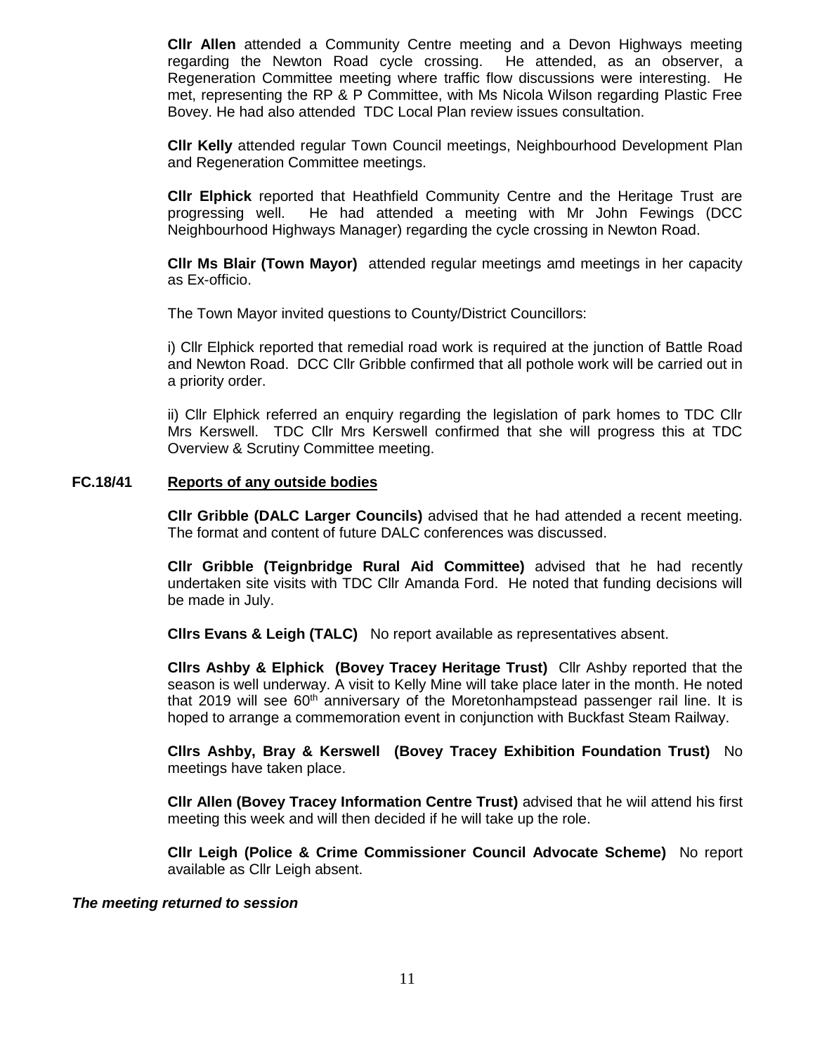**Cllr Allen** attended a Community Centre meeting and a Devon Highways meeting regarding the Newton Road cycle crossing. He attended, as an observer, a Regeneration Committee meeting where traffic flow discussions were interesting. He met, representing the RP & P Committee, with Ms Nicola Wilson regarding Plastic Free Bovey. He had also attended TDC Local Plan review issues consultation.

**Cllr Kelly** attended regular Town Council meetings, Neighbourhood Development Plan and Regeneration Committee meetings.

**Cllr Elphick** reported that Heathfield Community Centre and the Heritage Trust are progressing well. He had attended a meeting with Mr John Fewings (DCC Neighbourhood Highways Manager) regarding the cycle crossing in Newton Road.

**Cllr Ms Blair (Town Mayor)** attended regular meetings amd meetings in her capacity as Ex-officio.

The Town Mayor invited questions to County/District Councillors:

i) Cllr Elphick reported that remedial road work is required at the junction of Battle Road and Newton Road. DCC Cllr Gribble confirmed that all pothole work will be carried out in a priority order.

ii) Cllr Elphick referred an enquiry regarding the legislation of park homes to TDC Cllr Mrs Kerswell. TDC Cllr Mrs Kerswell confirmed that she will progress this at TDC Overview & Scrutiny Committee meeting.

## FC.18/41 Reports of any outside bodies

**Cllr Gribble (DALC Larger Councils)** advised that he had attended a recent meeting. The format and content of future DALC conferences was discussed.

**Cllr Gribble (Teignbridge Rural Aid Committee)** advised that he had recently undertaken site visits with TDC Cllr Amanda Ford. He noted that funding decisions will be made in July.

**Cllrs Evans & Leigh (TALC)** No report available as representatives absent.

**Cllrs Ashby & Elphick (Bovey Tracey Heritage Trust)** Cllr Ashby reported that the season is well underway. A visit to Kelly Mine will take place later in the month. He noted that 2019 will see 60th anniversary of the Moretonhampstead passenger rail line. It is hoped to arrange a commemoration event in conjunction with Buckfast Steam Railway.

**Cllrs Ashby, Bray & Kerswell (Bovey Tracey Exhibition Foundation Trust)** No meetings have taken place.

**Cllr Allen (Bovey Tracey Information Centre Trust)** advised that he wiil attend his first meeting this week and will then decided if he will take up the role.

**Cllr Leigh (Police & Crime Commissioner Council Advocate Scheme)** No report available as Cllr Leigh absent.

***The meeting returned to session***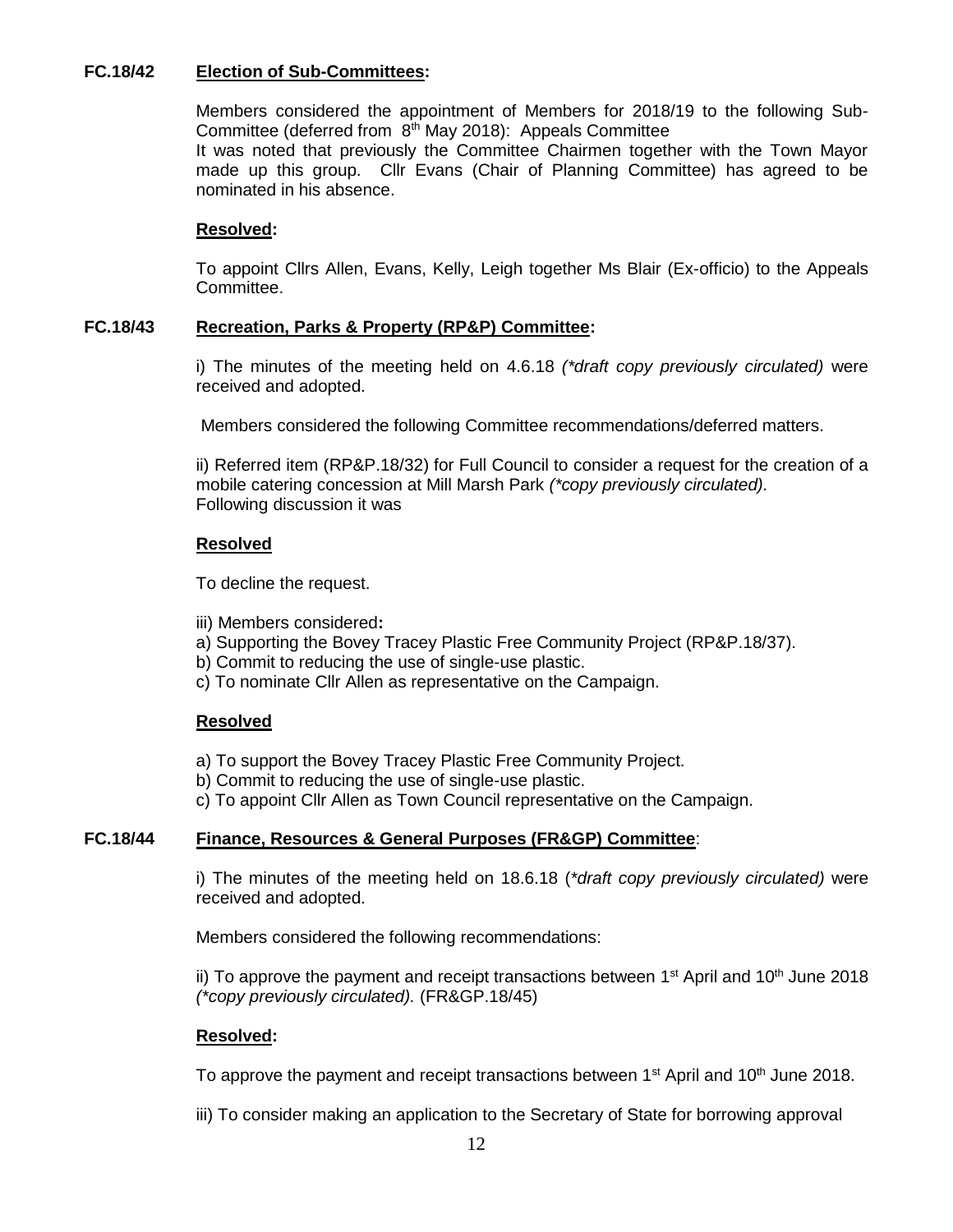**FC.18/42** **Election of Sub-Committees:**

Members considered the appointment of Members for 2018/19 to the following Sub-Committee (deferred from 8th May 2018): Appeals Committee
It was noted that previously the Committee Chairmen together with the Town Mayor made up this group. Cllr Evans (Chair of Planning Committee) has agreed to be nominated in his absence.

**Resolved:**

To appoint Cllrs Allen, Evans, Kelly, Leigh together Ms Blair (Ex-officio) to the Appeals Committee.

**FC.18/43** **Recreation, Parks & Property (RP&P) Committee:**

i) The minutes of the meeting held on 4.6.18 *(*draft copy previously circulated)* were received and adopted.

Members considered the following Committee recommendations/deferred matters.

ii) Referred item (RP&P.18/32) for Full Council to consider a request for the creation of a mobile catering concession at Mill Marsh Park *(*copy previously circulated).*
Following discussion it was

**Resolved**

To decline the request.

iii) Members considered**:**
a) Supporting the Bovey Tracey Plastic Free Community Project (RP&P.18/37).
b) Commit to reducing the use of single-use plastic.
c) To nominate Cllr Allen as representative on the Campaign.

**Resolved**

a) To support the Bovey Tracey Plastic Free Community Project.
b) Commit to reducing the use of single-use plastic.
c) To appoint Cllr Allen as Town Council representative on the Campaign.

**FC.18/44** **Finance, Resources & General Purposes (FR&GP) Committee**:

i) The minutes of the meeting held on 18.6.18 (*\*draft copy previously circulated)* were received and adopted.

Members considered the following recommendations:

ii) To approve the payment and receipt transactions between 1st April and 10th June 2018 *(*copy previously circulated).* (FR&GP.18/45)

**Resolved:**

To approve the payment and receipt transactions between 1st April and 10th June 2018.

iii) To consider making an application to the Secretary of State for borrowing approval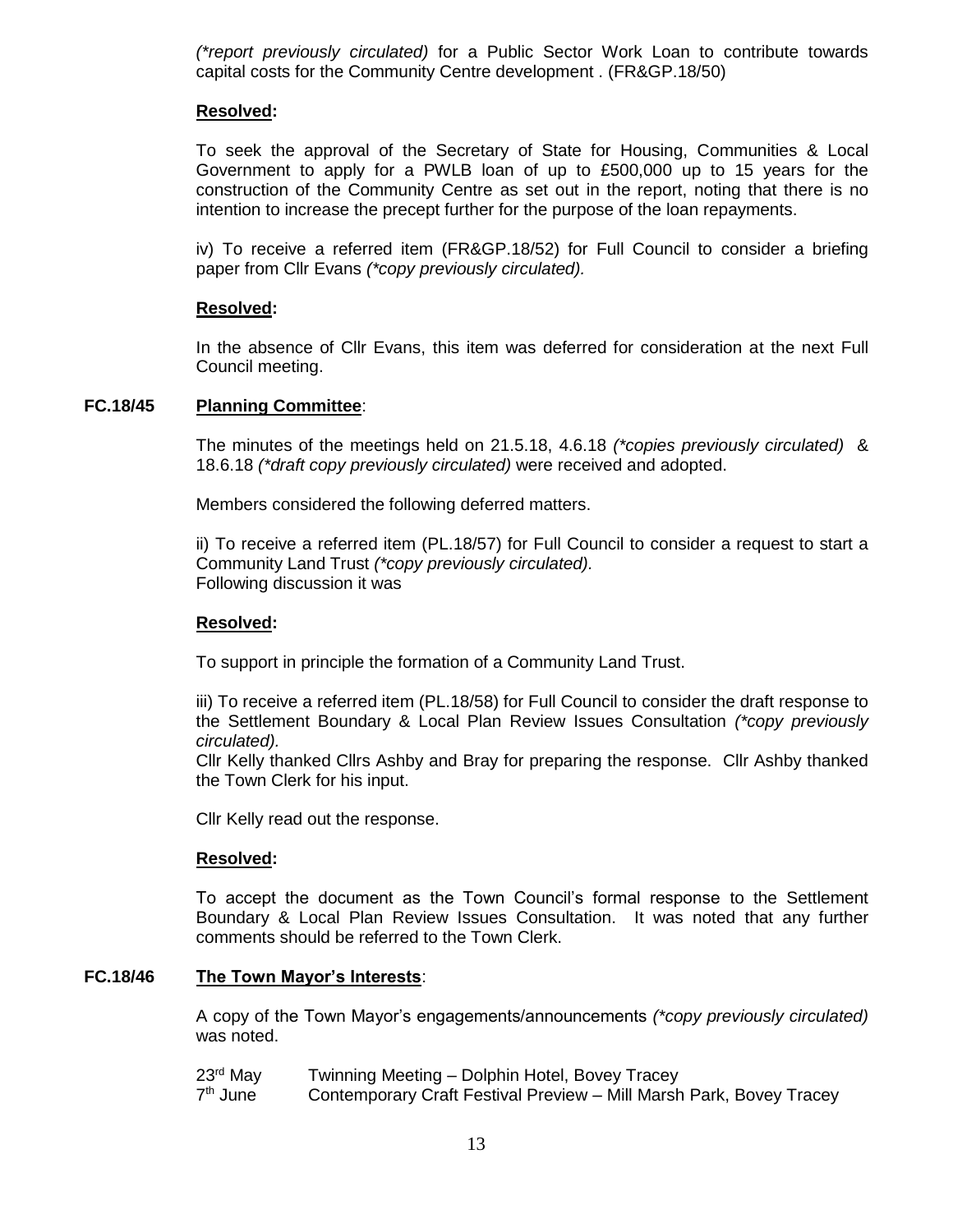*(\*report previously circulated)* for a Public Sector Work Loan to contribute towards capital costs for the Community Centre development . (FR&GP.18/50)

**Resolved:**

To seek the approval of the Secretary of State for Housing, Communities & Local Government to apply for a PWLB loan of up to £500,000 up to 15 years for the construction of the Community Centre as set out in the report, noting that there is no intention to increase the precept further for the purpose of the loan repayments.

iv) To receive a referred item (FR&GP.18/52) for Full Council to consider a briefing paper from Cllr Evans *(\*copy previously circulated).*

**Resolved:**

In the absence of Cllr Evans, this item was deferred for consideration at the next Full Council meeting.

**FC.18/45 Planning Committee**:

The minutes of the meetings held on 21.5.18, 4.6.18 *(\*copies previously circulated)* & 18.6.18 *(\*draft copy previously circulated)* were received and adopted.

Members considered the following deferred matters.

ii) To receive a referred item (PL.18/57) for Full Council to consider a request to start a Community Land Trust *(\*copy previously circulated).*
Following discussion it was

**Resolved:**

To support in principle the formation of a Community Land Trust.

iii) To receive a referred item (PL.18/58) for Full Council to consider the draft response to the Settlement Boundary & Local Plan Review Issues Consultation *(\*copy previously circulated).*
Cllr Kelly thanked Cllrs Ashby and Bray for preparing the response. Cllr Ashby thanked the Town Clerk for his input.

Cllr Kelly read out the response.

**Resolved:**

To accept the document as the Town Council's formal response to the Settlement Boundary & Local Plan Review Issues Consultation. It was noted that any further comments should be referred to the Town Clerk.

**FC.18/46 The Town Mayor's Interests**:

A copy of the Town Mayor's engagements/announcements *(\*copy previously circulated)* was noted.

23rd May Twinning Meeting – Dolphin Hotel, Bovey Tracey
7th June Contemporary Craft Festival Preview – Mill Marsh Park, Bovey Tracey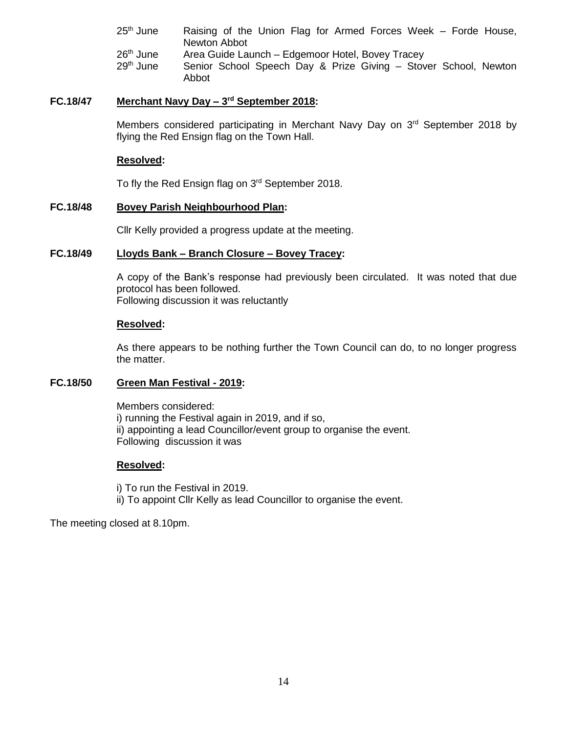25th June Raising of the Union Flag for Armed Forces Week – Forde House, Newton Abbot
26th June Area Guide Launch – Edgemoor Hotel, Bovey Tracey
29th June Senior School Speech Day & Prize Giving – Stover School, Newton Abbot

### FC.18/47 Merchant Navy Day – 3rd September 2018:

Members considered participating in Merchant Navy Day on 3rd September 2018 by flying the Red Ensign flag on the Town Hall.

**Resolved:**

To fly the Red Ensign flag on 3rd September 2018.

### FC.18/48 Bovey Parish Neighbourhood Plan:

Cllr Kelly provided a progress update at the meeting.

### FC.18/49 Lloyds Bank – Branch Closure – Bovey Tracey:

A copy of the Bank's response had previously been circulated. It was noted that due protocol has been followed.
Following discussion it was reluctantly

**Resolved:**

As there appears to be nothing further the Town Council can do, to no longer progress the matter.

### FC.18/50 Green Man Festival - 2019:

Members considered:
i) running the Festival again in 2019, and if so,
ii) appointing a lead Councillor/event group to organise the event.
Following discussion it was

**Resolved:**

i) To run the Festival in 2019.
ii) To appoint Cllr Kelly as lead Councillor to organise the event.

The meeting closed at 8.10pm.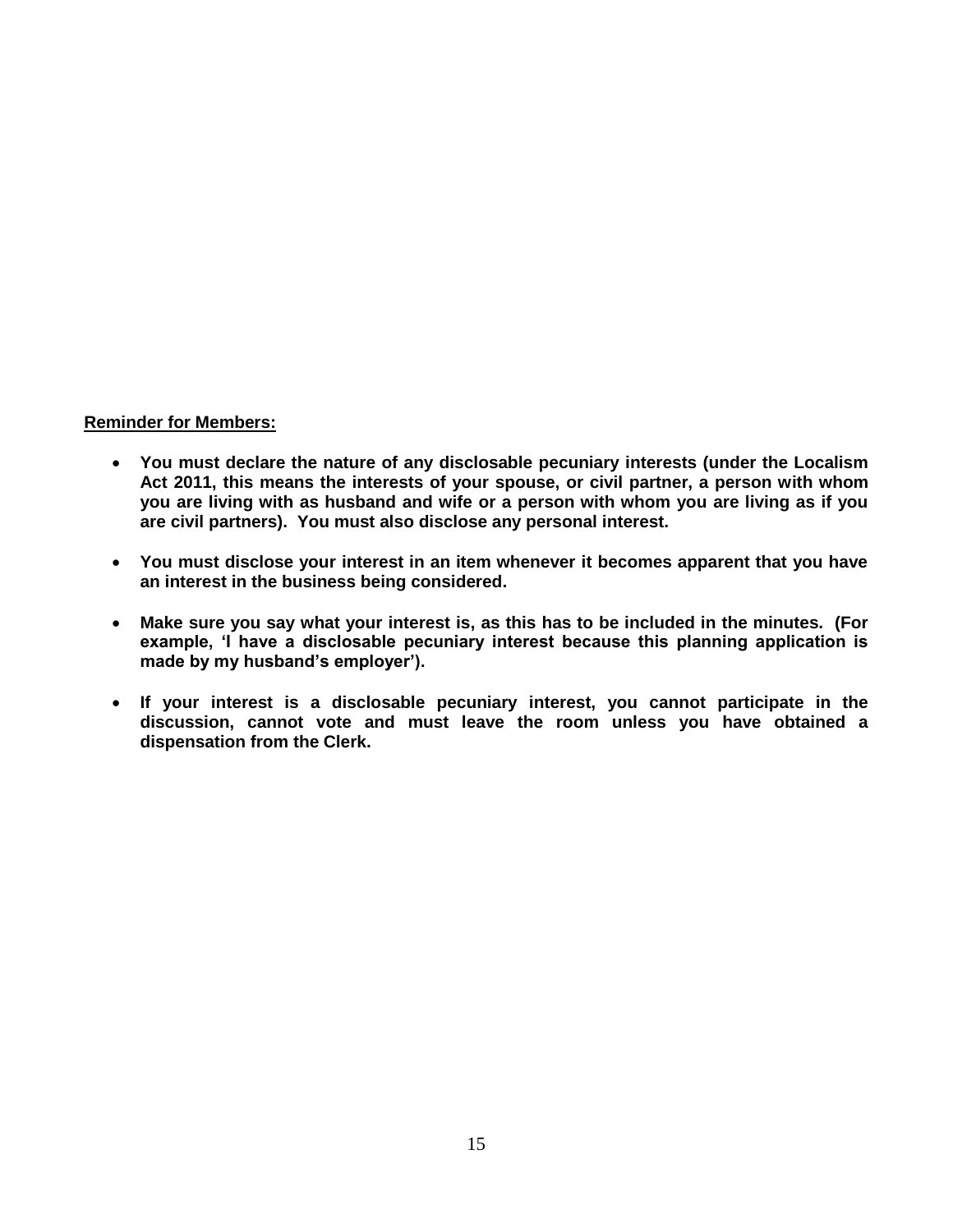**Reminder for Members:**

- **You must declare the nature of any disclosable pecuniary interests (under the Localism Act 2011, this means the interests of your spouse, or civil partner, a person with whom you are living with as husband and wife or a person with whom you are living as if you are civil partners). You must also disclose any personal interest.**

- **You must disclose your interest in an item whenever it becomes apparent that you have an interest in the business being considered.**

- **Make sure you say what your interest is, as this has to be included in the minutes. (For example, 'I have a disclosable pecuniary interest because this planning application is made by my husband's employer').**

- **If your interest is a disclosable pecuniary interest, you cannot participate in the discussion, cannot vote and must leave the room unless you have obtained a dispensation from the Clerk.**